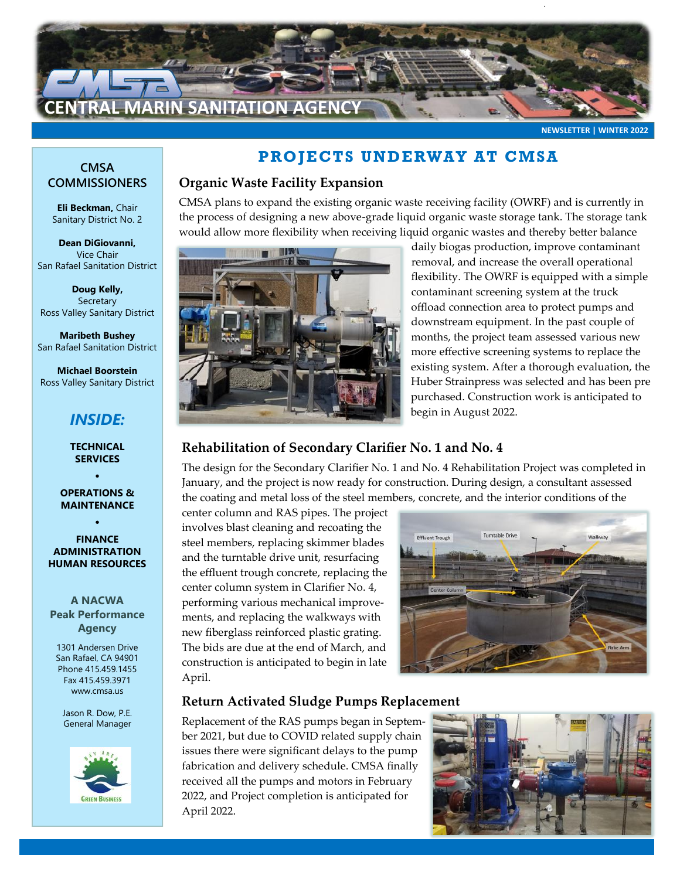# CENTRAL MARIN SANITATION AGENCY

NEWSLETTER | WINTER 2022

## PROJECTS UNDERWAY AT CMSA

### Organic Waste Facility Expansion

CMSA plans to expand the existing organic waste receiving facility (OWRF) and is currently in the process of designing a new above-grade liquid organic waste storage tank. The storage tank would allow more flexibility when receiving liquid organic wastes and thereby better balance daily biogas production, improve contaminant removal, and increase the overall operational flexibility. The OWRF is equipped with a simple contaminant screening system at the truck offload connection area to protect pumps and downstream equipment. In the past couple of months, the project team assessed various new more effective screening systems to replace the existing system. After a thorough evaluation, the Huber Strainpress was selected and has been pre purchased. Construction work is anticipated to begin in August 2022.

### Rehabilitation of Secondary Clarifier No. 1 and No. 4

The design for the Secondary Clarifier No. 1 and No. 4 Rehabilitation Project was completed in January, and the project is now ready for construction. During design, a consultant assessed the coating and metal loss of the steel members, concrete, and the interior conditions of the center column and RAS pipes. The project involves blast cleaning and recoating the steel members, replacing skimmer blades and the turntable drive unit, resurfacing the effluent trough concrete, replacing the center column system in Clarifier No. 4, performing various mechanical improvements, and replacing the walkways with new fiberglass reinforced plastic grating. The bids are due at the end of March, and construction is anticipated to begin in late April.

Effluent Trough, Turntable Drive, Walkway, Center Column, Rake Arm

### Return Activated Sludge Pumps Replacement

Replacement of the RAS pumps began in September 2021, but due to COVID related supply chain issues there were significant delays to the pump fabrication and delivery schedule. CMSA finally received all the pumps and motors in February 2022, and Project completion is anticipated for April 2022.

---

**CMSA COMMISSIONERS**

**Eli Beckman,** Chair
Sanitary District No. 2

**Dean DiGiovanni,**
Vice Chair
San Rafael Sanitation District

**Doug Kelly,**
Secretary
Ross Valley Sanitary District

**Maribeth Bushey**
San Rafael Sanitation District

**Michael Boorstein**
Ross Valley Sanitary District

***INSIDE:***

**TECHNICAL SERVICES**

•

**OPERATIONS & MAINTENANCE**

•

**FINANCE ADMINISTRATION HUMAN RESOURCES**

**A NACWA Peak Performance Agency**

1301 Andersen Drive
San Rafael, CA 94901
Phone 415.459.1455
Fax 415.459.3971
www.cmsa.us

Jason R. Dow, P.E.
General Manager

Bay Area Green Business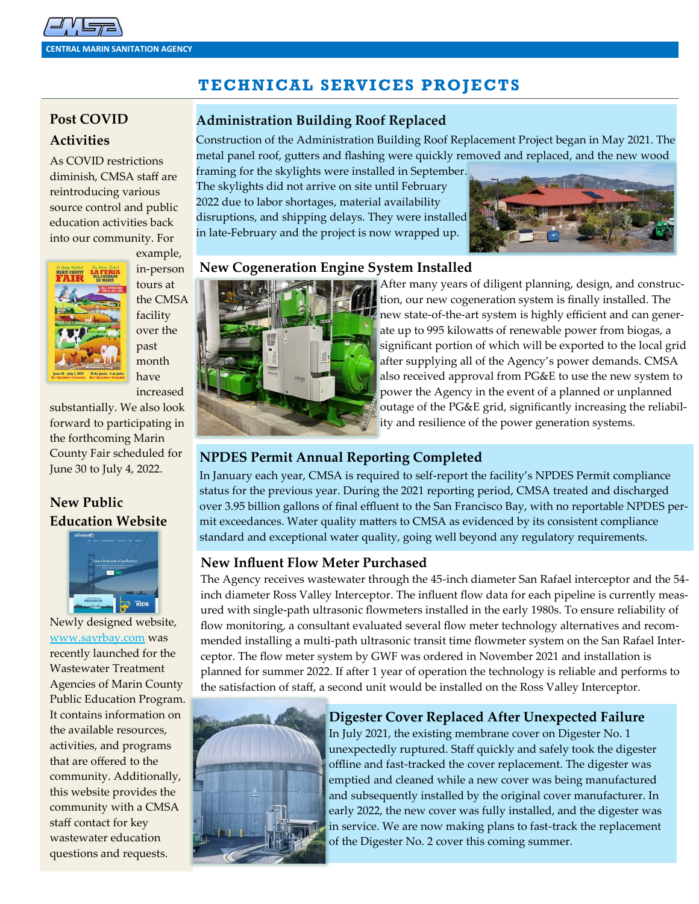# TECHNICAL SERVICES PROJECTS

## Post COVID Activities

As COVID restrictions diminish, CMSA staff are reintroducing various source control and public education activities back into our community. For example, in-person tours at the CMSA facility over the past month have increased substantially. We also look forward to participating in the forthcoming Marin County Fair scheduled for June 30 to July 4, 2022.

## New Public Education Website

Newly designed website, www.savrbay.com was recently launched for the Wastewater Treatment Agencies of Marin County Public Education Program. It contains information on the available resources, activities, and programs that are offered to the community. Additionally, this website provides the community with a CMSA staff contact for key wastewater education questions and requests.

## Administration Building Roof Replaced

Construction of the Administration Building Roof Replacement Project began in May 2021. The metal panel roof, gutters and flashing were quickly removed and replaced, and the new wood framing for the skylights were installed in September. The skylights did not arrive on site until February 2022 due to labor shortages, material availability disruptions, and shipping delays. They were installed in late-February and the project is now wrapped up.

## New Cogeneration Engine System Installed

After many years of diligent planning, design, and construction, our new cogeneration system is finally installed. The new state-of-the-art system is highly efficient and can generate up to 995 kilowatts of renewable power from biogas, a significant portion of which will be exported to the local grid after supplying all of the Agency's power demands. CMSA also received approval from PG&E to use the new system to power the Agency in the event of a planned or unplanned outage of the PG&E grid, significantly increasing the reliability and resilience of the power generation systems.

## NPDES Permit Annual Reporting Completed

In January each year, CMSA is required to self-report the facility's NPDES Permit compliance status for the previous year. During the 2021 reporting period, CMSA treated and discharged over 3.95 billion gallons of final effluent to the San Francisco Bay, with no reportable NPDES permit exceedances. Water quality matters to CMSA as evidenced by its consistent compliance standard and exceptional water quality, going well beyond any regulatory requirements.

## New Influent Flow Meter Purchased

The Agency receives wastewater through the 45-inch diameter San Rafael interceptor and the 54-inch diameter Ross Valley Interceptor. The influent flow data for each pipeline is currently measured with single-path ultrasonic flowmeters installed in the early 1980s. To ensure reliability of flow monitoring, a consultant evaluated several flow meter technology alternatives and recommended installing a multi-path ultrasonic transit time flowmeter system on the San Rafael Interceptor. The flow meter system by GWF was ordered in November 2021 and installation is planned for summer 2022. If after 1 year of operation the technology is reliable and performs to the satisfaction of staff, a second unit would be installed on the Ross Valley Interceptor.

## Digester Cover Replaced After Unexpected Failure

In July 2021, the existing membrane cover on Digester No. 1 unexpectedly ruptured. Staff quickly and safely took the digester offline and fast-tracked the cover replacement. The digester was emptied and cleaned while a new cover was being manufactured and subsequently installed by the original cover manufacturer. In early 2022, the new cover was fully installed, and the digester was in service. We are now making plans to fast-track the replacement of the Digester No. 2 cover this coming summer.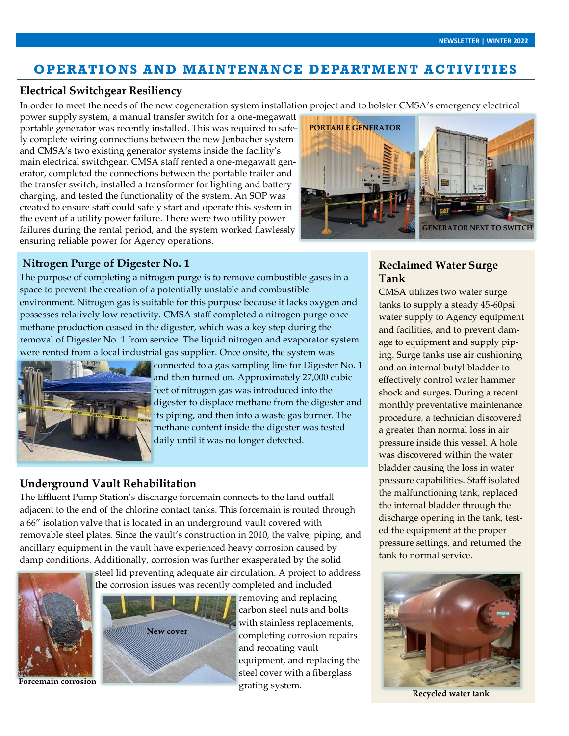# OPERATIONS AND MAINTENANCE DEPARTMENT ACTIVITIES

## Electrical Switchgear Resiliency

In order to meet the needs of the new cogeneration system installation project and to bolster CMSA's emergency electrical power supply system, a manual transfer switch for a one-megawatt portable generator was recently installed. This was required to safely complete wiring connections between the new Jenbacher system and CMSA's two existing generator systems inside the facility's main electrical switchgear. CMSA staff rented a one-megawatt generator, completed the connections between the portable trailer and the transfer switch, installed a transformer for lighting and battery charging, and tested the functionality of the system. An SOP was created to ensure staff could safely start and operate this system in the event of a utility power failure. There were two utility power failures during the rental period, and the system worked flawlessly ensuring reliable power for Agency operations.

PORTABLE GENERATOR

GENERATOR NEXT TO SWITCH

## Nitrogen Purge of Digester No. 1

The purpose of completing a nitrogen purge is to remove combustible gases in a space to prevent the creation of a potentially unstable and combustible environment. Nitrogen gas is suitable for this purpose because it lacks oxygen and possesses relatively low reactivity. CMSA staff completed a nitrogen purge once methane production ceased in the digester, which was a key step during the removal of Digester No. 1 from service. The liquid nitrogen and evaporator system were rented from a local industrial gas supplier. Once onsite, the system was connected to a gas sampling line for Digester No. 1 and then turned on. Approximately 27,000 cubic feet of nitrogen gas was introduced into the digester to displace methane from the digester and its piping, and then into a waste gas burner. The methane content inside the digester was tested daily until it was no longer detected.

## Underground Vault Rehabilitation

The Effluent Pump Station's discharge forcemain connects to the land outfall adjacent to the end of the chlorine contact tanks. This forcemain is routed through a 66" isolation valve that is located in an underground vault covered with removable steel plates. Since the vault's construction in 2010, the valve, piping, and ancillary equipment in the vault have experienced heavy corrosion caused by damp conditions. Additionally, corrosion was further exasperated by the solid steel lid preventing adequate air circulation. A project to address the corrosion issues was recently completed and included removing and replacing carbon steel nuts and bolts with stainless replacements, completing corrosion repairs and recoating vault equipment, and replacing the steel cover with a fiberglass grating system.

Forcemain corrosion

New cover

## Reclaimed Water Surge Tank

CMSA utilizes two water surge tanks to supply a steady 45-60psi water supply to Agency equipment and facilities, and to prevent damage to equipment and supply piping. Surge tanks use air cushioning and an internal butyl bladder to effectively control water hammer shock and surges. During a recent monthly preventative maintenance procedure, a technician discovered a greater than normal loss in air pressure inside this vessel. A hole was discovered within the water bladder causing the loss in water pressure capabilities. Staff isolated the malfunctioning tank, replaced the internal bladder through the discharge opening in the tank, tested the equipment at the proper pressure settings, and returned the tank to normal service.

Recycled water tank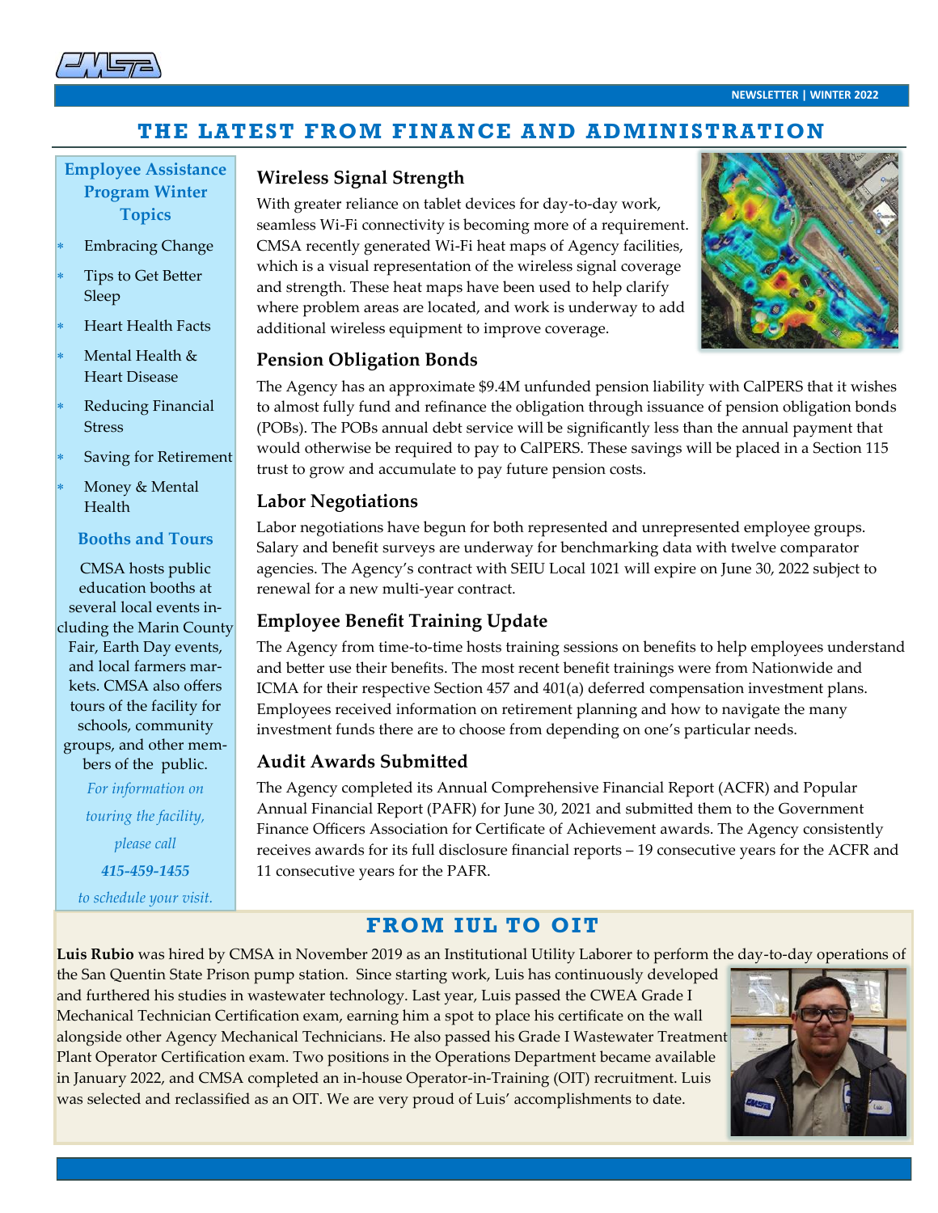NEWSLETTER | WINTER 2022

# THE LATEST FROM FINANCE AND ADMINISTRATION

## Wireless Signal Strength

With greater reliance on tablet devices for day-to-day work, seamless Wi-Fi connectivity is becoming more of a requirement. CMSA recently generated Wi-Fi heat maps of Agency facilities, which is a visual representation of the wireless signal coverage and strength. These heat maps have been used to help clarify where problem areas are located, and work is underway to add additional wireless equipment to improve coverage.

## Pension Obligation Bonds

The Agency has an approximate $9.4M unfunded pension liability with CalPERS that it wishes to almost fully fund and refinance the obligation through issuance of pension obligation bonds (POBs). The POBs annual debt service will be significantly less than the annual payment that would otherwise be required to pay to CalPERS. These savings will be placed in a Section 115 trust to grow and accumulate to pay future pension costs.

## Labor Negotiations

Labor negotiations have begun for both represented and unrepresented employee groups. Salary and benefit surveys are underway for benchmarking data with twelve comparator agencies. The Agency's contract with SEIU Local 1021 will expire on June 30, 2022 subject to renewal for a new multi-year contract.

## Employee Benefit Training Update

The Agency from time-to-time hosts training sessions on benefits to help employees understand and better use their benefits. The most recent benefit trainings were from Nationwide and ICMA for their respective Section 457 and 401(a) deferred compensation investment plans. Employees received information on retirement planning and how to navigate the many investment funds there are to choose from depending on one's particular needs.

## Audit Awards Submitted

The Agency completed its Annual Comprehensive Financial Report (ACFR) and Popular Annual Financial Report (PAFR) for June 30, 2021 and submitted them to the Government Finance Officers Association for Certificate of Achievement awards. The Agency consistently receives awards for its full disclosure financial reports – 19 consecutive years for the ACFR and 11 consecutive years for the PAFR.

### Employee Assistance Program Winter Topics

* Embracing Change
* Tips to Get Better Sleep
* Heart Health Facts
* Mental Health & Heart Disease
* Reducing Financial Stress
* Saving for Retirement
* Money & Mental Health

### Booths and Tours

CMSA hosts public education booths at several local events including the Marin County Fair, Earth Day events, and local farmers markets. CMSA also offers tours of the facility for schools, community groups, and other members of the public.

*For information on touring the facility, please call* ***415-459-1455*** *to schedule your visit.*

# FROM IUL TO OIT

**Luis Rubio** was hired by CMSA in November 2019 as an Institutional Utility Laborer to perform the day-to-day operations of the San Quentin State Prison pump station. Since starting work, Luis has continuously developed and furthered his studies in wastewater technology. Last year, Luis passed the CWEA Grade I Mechanical Technician Certification exam, earning him a spot to place his certificate on the wall alongside other Agency Mechanical Technicians. He also passed his Grade I Wastewater Treatment Plant Operator Certification exam. Two positions in the Operations Department became available in January 2022, and CMSA completed an in-house Operator-in-Training (OIT) recruitment. Luis was selected and reclassified as an OIT. We are very proud of Luis' accomplishments to date.